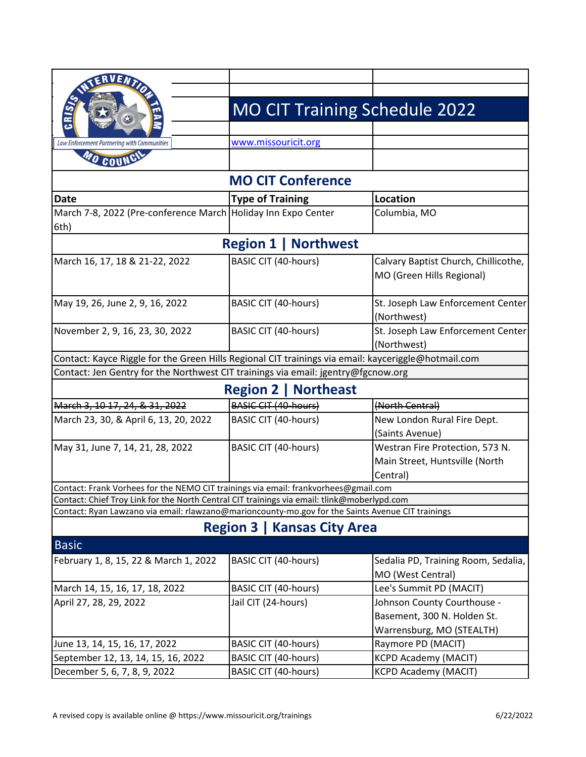# MO CIT Training Schedule 2022

Law Enforcement Partnering with Communities

www.missouricit.org

## MO CIT Conference

| Date | Type of Training | Location |
|---|---|---|
| March 7-8, 2022 (Pre-conference March 6th) | Holiday Inn Expo Center | Columbia, MO |

## Region 1 | Northwest

| Date | Type of Training | Location |
|---|---|---|
| March 16, 17, 18 & 21-22, 2022 | BASIC CIT (40-hours) | Calvary Baptist Church, Chillicothe, MO (Green Hills Regional) |
| May 19, 26, June 2, 9, 16, 2022 | BASIC CIT (40-hours) | St. Joseph Law Enforcement Center (Northwest) |
| November 2, 9, 16, 23, 30, 2022 | BASIC CIT (40-hours) | St. Joseph Law Enforcement Center (Northwest) |

Contact: Kayce Riggle for the Green Hills Regional CIT trainings via email: kayceriggle@hotmail.com

Contact: Jen Gentry for the Northwest CIT trainings via email: jgentry@fgcnow.org

## Region 2 | Northeast

| Date | Type of Training | Location |
|---|---|---|
| ~~March 3, 10 17, 24, & 31, 2022~~ | ~~BASIC CIT (40-hours)~~ | ~~(North Central)~~ |
| March 23, 30, & April 6, 13, 20, 2022 | BASIC CIT (40-hours) | New London Rural Fire Dept. (Saints Avenue) |
| May 31, June 7, 14, 21, 28, 2022 | BASIC CIT (40-hours) | Westran Fire Protection, 573 N. Main Street, Huntsville (North Central) |

Contact: Frank Vorhees for the NEMO CIT trainings via email: frankvorhees@gmail.com

Contact: Chief Troy Link for the North Central CIT trainings via email: tlink@moberlypd.com

Contact: Ryan Lawzano via email: rlawzano@marioncounty-mo.gov for the Saints Avenue CIT trainings

## Region 3 | Kansas City Area

### Basic

| Date | Type of Training | Location |
|---|---|---|
| February 1, 8, 15, 22 & March 1, 2022 | BASIC CIT (40-hours) | Sedalia PD, Training Room, Sedalia, MO (West Central) |
| March 14, 15, 16, 17, 18, 2022 | BASIC CIT (40-hours) | Lee's Summit PD (MACIT) |
| April 27, 28, 29, 2022 | Jail CIT (24-hours) | Johnson County Courthouse - Basement, 300 N. Holden St. Warrensburg, MO (STEALTH) |
| June 13, 14, 15, 16, 17, 2022 | BASIC CIT (40-hours) | Raymore PD (MACIT) |
| September 12, 13, 14, 15, 16, 2022 | BASIC CIT (40-hours) | KCPD Academy (MACIT) |
| December 5, 6, 7, 8, 9, 2022 | BASIC CIT (40-hours) | KCPD Academy (MACIT) |

A revised copy is available online @ https://www.missouricit.org/trainings 6/22/2022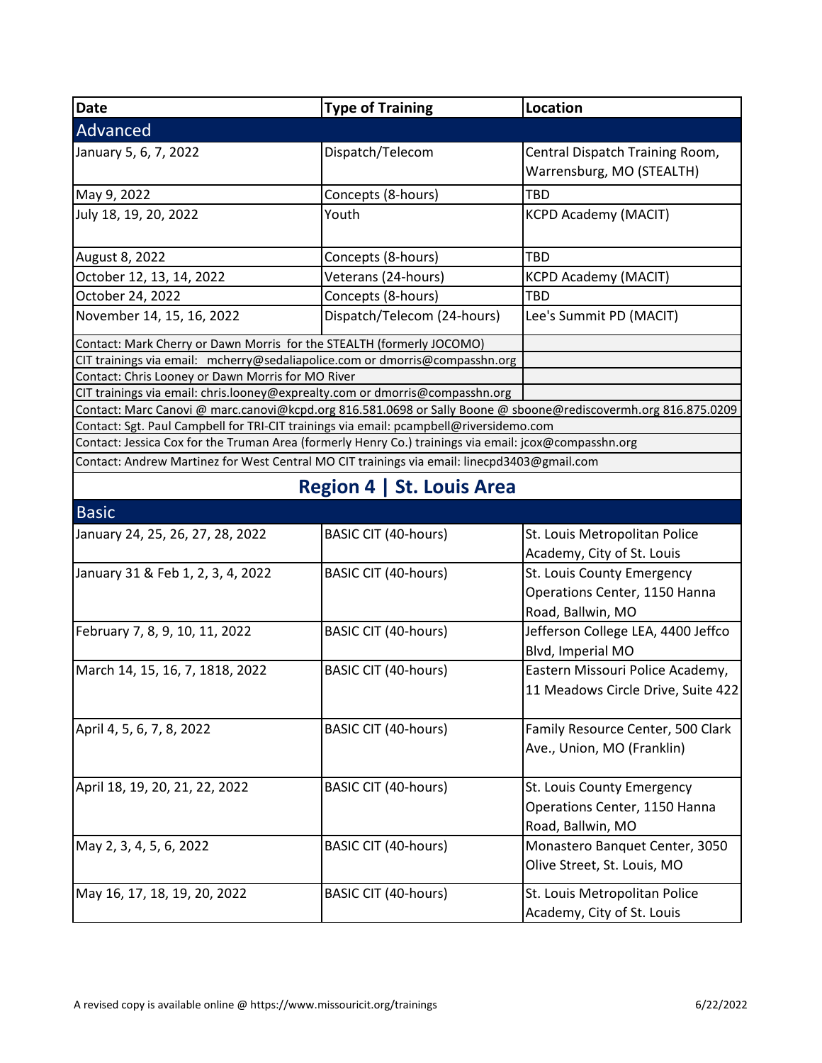| Date | Type of Training | Location |
|---|---|---|
| **Advanced** | | |
| January 5, 6, 7, 2022 | Dispatch/Telecom | Central Dispatch Training Room, Warrensburg, MO (STEALTH) |
| May 9, 2022 | Concepts (8-hours) | TBD |
| July 18, 19, 20, 2022 | Youth | KCPD Academy (MACIT) |
| August 8, 2022 | Concepts (8-hours) | TBD |
| October 12, 13, 14, 2022 | Veterans (24-hours) | KCPD Academy (MACIT) |
| October 24, 2022 | Concepts (8-hours) | TBD |
| November 14, 15, 16, 2022 | Dispatch/Telecom (24-hours) | Lee's Summit PD (MACIT) |

Contact: Mark Cherry or Dawn Morris for the STEALTH (formerly JOCOMO)
CIT trainings via email: mcherry@sedaliapolice.com or dmorris@compasshn.org

Contact: Chris Looney or Dawn Morris for MO River
CIT trainings via email: chris.looney@exprealty.com or dmorris@compasshn.org

Contact: Marc Canovi @ marc.canovi@kcpd.org 816.581.0698 or Sally Boone @ sboone@rediscovermh.org 816.875.0209

Contact: Sgt. Paul Campbell for TRI-CIT trainings via email: pcampbell@riversidemo.com

Contact: Jessica Cox for the Truman Area (formerly Henry Co.) trainings via email: jcox@compasshn.org

Contact: Andrew Martinez for West Central MO CIT trainings via email: linecpd3403@gmail.com

## Region 4 | St. Louis Area

| Date | Type of Training | Location |
|---|---|---|
| **Basic** | | |
| January 24, 25, 26, 27, 28, 2022 | BASIC CIT (40-hours) | St. Louis Metropolitan Police Academy, City of St. Louis |
| January 31 & Feb 1, 2, 3, 4, 2022 | BASIC CIT (40-hours) | St. Louis County Emergency Operations Center, 1150 Hanna Road, Ballwin, MO |
| February 7, 8, 9, 10, 11, 2022 | BASIC CIT (40-hours) | Jefferson College LEA, 4400 Jeffco Blvd, Imperial MO |
| March 14, 15, 16, 7, 1818, 2022 | BASIC CIT (40-hours) | Eastern Missouri Police Academy, 11 Meadows Circle Drive, Suite 422 |
| April 4, 5, 6, 7, 8, 2022 | BASIC CIT (40-hours) | Family Resource Center, 500 Clark Ave., Union, MO (Franklin) |
| April 18, 19, 20, 21, 22, 2022 | BASIC CIT (40-hours) | St. Louis County Emergency Operations Center, 1150 Hanna Road, Ballwin, MO |
| May 2, 3, 4, 5, 6, 2022 | BASIC CIT (40-hours) | Monastero Banquet Center, 3050 Olive Street, St. Louis, MO |
| May 16, 17, 18, 19, 20, 2022 | BASIC CIT (40-hours) | St. Louis Metropolitan Police Academy, City of St. Louis |

A revised copy is available online @ https://www.missouricit.org/trainings 6/22/2022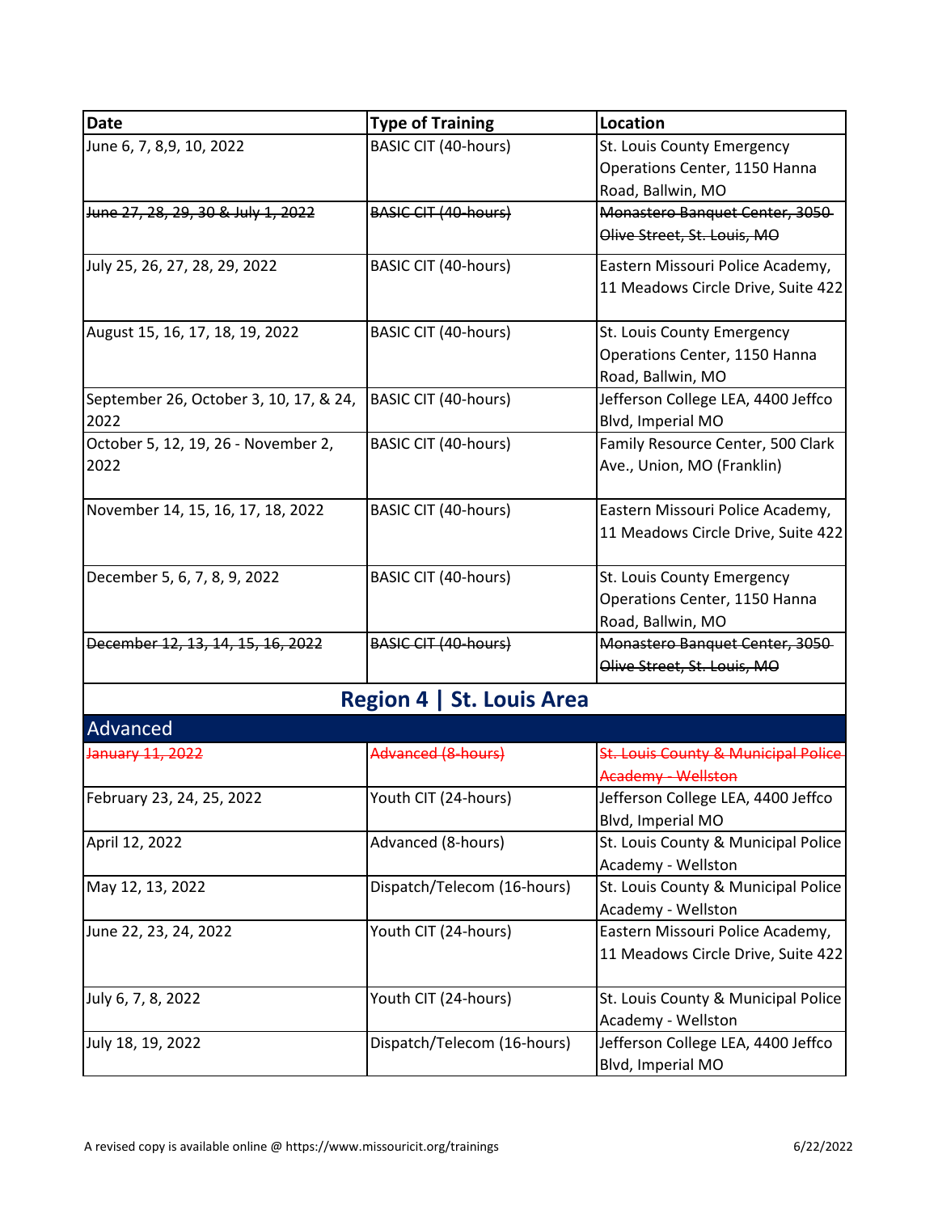| Date | Type of Training | Location |
|---|---|---|
| June 6, 7, 8,9, 10, 2022 | BASIC CIT (40-hours) | St. Louis County Emergency Operations Center, 1150 Hanna Road, Ballwin, MO |
| ~~June 27, 28, 29, 30 & July 1, 2022~~ | ~~BASIC CIT (40-hours)~~ | ~~Monastero Banquet Center, 3050 Olive Street, St. Louis, MO~~ |
| July 25, 26, 27, 28, 29, 2022 | BASIC CIT (40-hours) | Eastern Missouri Police Academy, 11 Meadows Circle Drive, Suite 422 |
| August 15, 16, 17, 18, 19, 2022 | BASIC CIT (40-hours) | St. Louis County Emergency Operations Center, 1150 Hanna Road, Ballwin, MO |
| September 26, October 3, 10, 17, & 24, 2022 | BASIC CIT (40-hours) | Jefferson College LEA, 4400 Jeffco Blvd, Imperial MO |
| October 5, 12, 19, 26 - November 2, 2022 | BASIC CIT (40-hours) | Family Resource Center, 500 Clark Ave., Union, MO (Franklin) |
| November 14, 15, 16, 17, 18, 2022 | BASIC CIT (40-hours) | Eastern Missouri Police Academy, 11 Meadows Circle Drive, Suite 422 |
| December 5, 6, 7, 8, 9, 2022 | BASIC CIT (40-hours) | St. Louis County Emergency Operations Center, 1150 Hanna Road, Ballwin, MO |
| ~~December 12, 13, 14, 15, 16, 2022~~ | ~~BASIC CIT (40-hours)~~ | ~~Monastero Banquet Center, 3050 Olive Street, St. Louis, MO~~ |

## Region 4 | St. Louis Area

### Advanced

| Date | Type of Training | Location |
|---|---|---|
| ~~January 11, 2022~~ | ~~Advanced (8-hours)~~ | ~~St. Louis County & Municipal Police Academy - Wellston~~ |
| February 23, 24, 25, 2022 | Youth CIT (24-hours) | Jefferson College LEA, 4400 Jeffco Blvd, Imperial MO |
| April 12, 2022 | Advanced (8-hours) | St. Louis County & Municipal Police Academy - Wellston |
| May 12, 13, 2022 | Dispatch/Telecom (16-hours) | St. Louis County & Municipal Police Academy - Wellston |
| June 22, 23, 24, 2022 | Youth CIT (24-hours) | Eastern Missouri Police Academy, 11 Meadows Circle Drive, Suite 422 |
| July 6, 7, 8, 2022 | Youth CIT (24-hours) | St. Louis County & Municipal Police Academy - Wellston |
| July 18, 19, 2022 | Dispatch/Telecom (16-hours) | Jefferson College LEA, 4400 Jeffco Blvd, Imperial MO |

A revised copy is available online @ https://www.missouricit.org/trainings 6/22/2022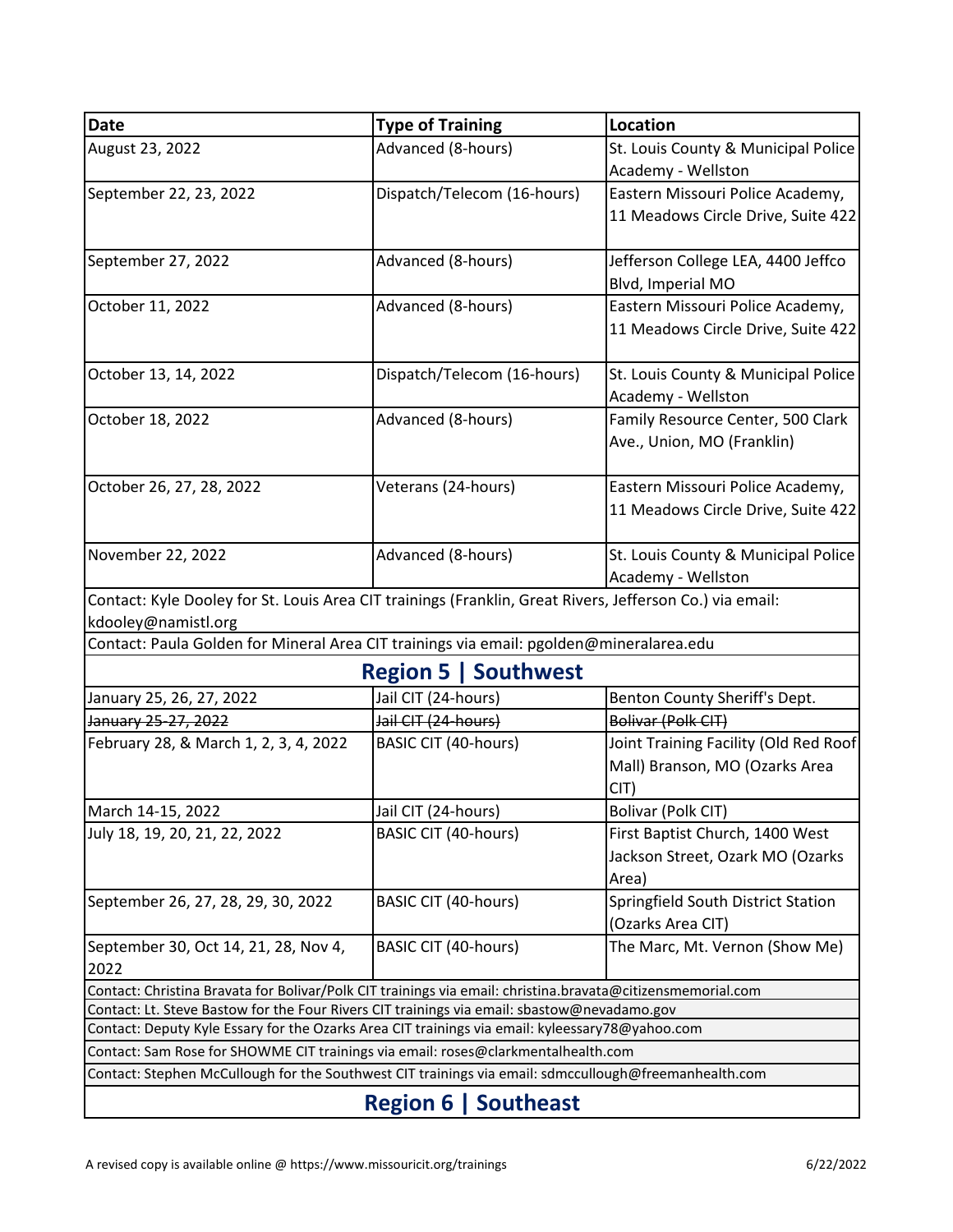| Date | Type of Training | Location |
|---|---|---|
| August 23, 2022 | Advanced (8-hours) | St. Louis County & Municipal Police Academy - Wellston |
| September 22, 23, 2022 | Dispatch/Telecom (16-hours) | Eastern Missouri Police Academy, 11 Meadows Circle Drive, Suite 422 |
| September 27, 2022 | Advanced (8-hours) | Jefferson College LEA, 4400 Jeffco Blvd, Imperial MO |
| October 11, 2022 | Advanced (8-hours) | Eastern Missouri Police Academy, 11 Meadows Circle Drive, Suite 422 |
| October 13, 14, 2022 | Dispatch/Telecom (16-hours) | St. Louis County & Municipal Police Academy - Wellston |
| October 18, 2022 | Advanced (8-hours) | Family Resource Center, 500 Clark Ave., Union, MO (Franklin) |
| October 26, 27, 28, 2022 | Veterans (24-hours) | Eastern Missouri Police Academy, 11 Meadows Circle Drive, Suite 422 |
| November 22, 2022 | Advanced (8-hours) | St. Louis County & Municipal Police Academy - Wellston |

Contact: Kyle Dooley for St. Louis Area CIT trainings (Franklin, Great Rivers, Jefferson Co.) via email: kdooley@namistl.org

Contact: Paula Golden for Mineral Area CIT trainings via email: pgolden@mineralarea.edu

## Region 5 | Southwest

| Date | Type of Training | Location |
|---|---|---|
| January 25, 26, 27, 2022 | Jail CIT (24-hours) | Benton County Sheriff's Dept. |
| ~~January 25-27, 2022~~ | ~~Jail CIT (24-hours)~~ | ~~Bolivar (Polk CIT)~~ |
| February 28, & March 1, 2, 3, 4, 2022 | BASIC CIT (40-hours) | Joint Training Facility (Old Red Roof Mall) Branson, MO (Ozarks Area CIT) |
| March 14-15, 2022 | Jail CIT (24-hours) | Bolivar (Polk CIT) |
| July 18, 19, 20, 21, 22, 2022 | BASIC CIT (40-hours) | First Baptist Church, 1400 West Jackson Street, Ozark MO (Ozarks Area) |
| September 26, 27, 28, 29, 30, 2022 | BASIC CIT (40-hours) | Springfield South District Station (Ozarks Area CIT) |
| September 30, Oct 14, 21, 28, Nov 4, 2022 | BASIC CIT (40-hours) | The Marc, Mt. Vernon (Show Me) |

Contact: Christina Bravata for Bolivar/Polk CIT trainings via email: christina.bravata@citizensmemorial.com

Contact: Lt. Steve Bastow for the Four Rivers CIT trainings via email: sbastow@nevadamo.gov

Contact: Deputy Kyle Essary for the Ozarks Area CIT trainings via email: kyleessary78@yahoo.com

Contact: Sam Rose for SHOWME CIT trainings via email: roses@clarkmentalhealth.com

Contact: Stephen McCullough for the Southwest CIT trainings via email: sdmccullough@freemanhealth.com

## Region 6 | Southeast

A revised copy is available online @ https://www.missouricit.org/trainings 6/22/2022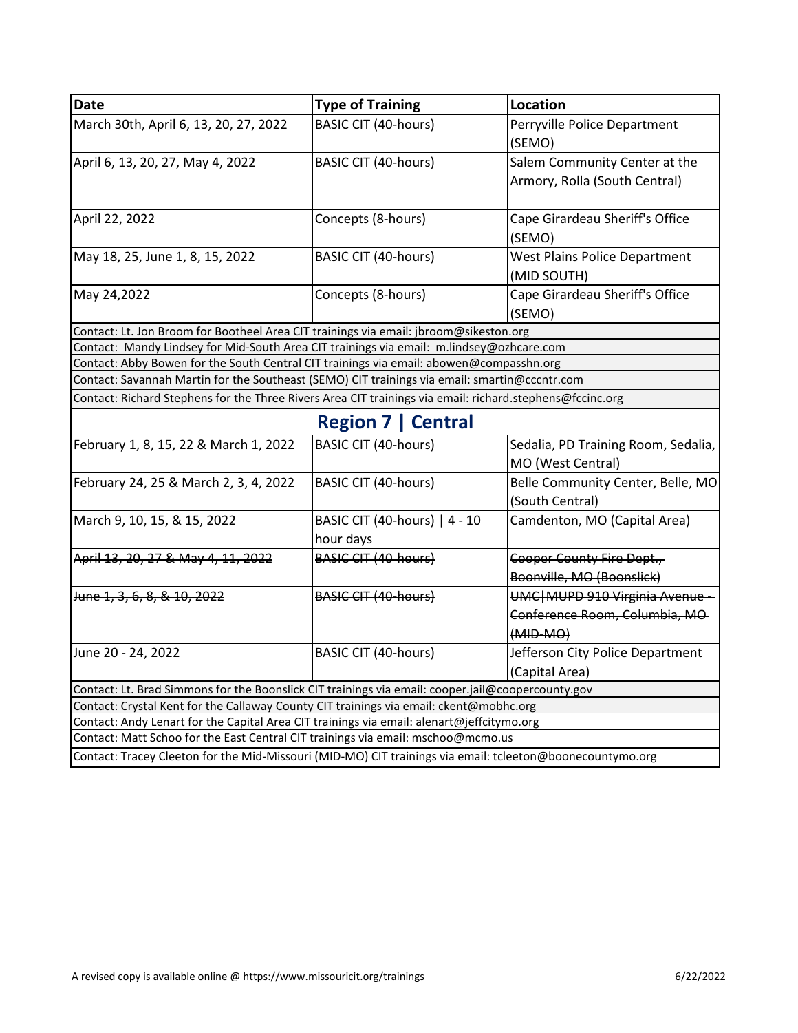| Date | Type of Training | Location |
|---|---|---|
| March 30th, April 6, 13, 20, 27, 2022 | BASIC CIT (40-hours) | Perryville Police Department (SEMO) |
| April 6, 13, 20, 27, May 4, 2022 | BASIC CIT (40-hours) | Salem Community Center at the Armory, Rolla (South Central) |
| April 22, 2022 | Concepts (8-hours) | Cape Girardeau Sheriff's Office (SEMO) |
| May 18, 25, June 1, 8, 15, 2022 | BASIC CIT (40-hours) | West Plains Police Department (MID SOUTH) |
| May 24,2022 | Concepts (8-hours) | Cape Girardeau Sheriff's Office (SEMO) |
| Contact: Lt. Jon Broom for Bootheel Area CIT trainings via email: jbroom@sikeston.org | | |
| Contact: Mandy Lindsey for Mid-South Area CIT trainings via email: m.lindsey@ozhcare.com | | |
| Contact: Abby Bowen for the South Central CIT trainings via email: abowen@compasshn.org | | |
| Contact: Savannah Martin for the Southeast (SEMO) CIT trainings via email: smartin@cccntr.com | | |
| Contact: Richard Stephens for the Three Rivers Area CIT trainings via email: richard.stephens@fccinc.org | | |

## Region 7 | Central

| Date | Type of Training | Location |
|---|---|---|
| February 1, 8, 15, 22 & March 1, 2022 | BASIC CIT (40-hours) | Sedalia, PD Training Room, Sedalia, MO (West Central) |
| February 24, 25 & March 2, 3, 4, 2022 | BASIC CIT (40-hours) | Belle Community Center, Belle, MO (South Central) |
| March 9, 10, 15, & 15, 2022 | BASIC CIT (40-hours) \| 4 - 10 hour days | Camdenton, MO (Capital Area) |
| ~~April 13, 20, 27 & May 4, 11, 2022~~ | ~~BASIC CIT (40-hours)~~ | ~~Cooper County Fire Dept., Boonville, MO (Boonslick)~~ |
| ~~June 1, 3, 6, 8, & 10, 2022~~ | ~~BASIC CIT (40-hours)~~ | ~~UMC\|MUPD 910 Virginia Avenue - Conference Room, Columbia, MO (MID-MO)~~ |
| June 20 - 24, 2022 | BASIC CIT (40-hours) | Jefferson City Police Department (Capital Area) |
| Contact: Lt. Brad Simmons for the Boonslick CIT trainings via email: cooper.jail@coopercounty.gov | | |
| Contact: Crystal Kent for the Callaway County CIT trainings via email: ckent@mobhc.org | | |
| Contact: Andy Lenart for the Capital Area CIT trainings via email: alenart@jeffcitymo.org | | |
| Contact: Matt Schoo for the East Central CIT trainings via email: mschoo@mcmo.us | | |
| Contact: Tracey Cleeton for the Mid-Missouri (MID-MO) CIT trainings via email: tcleeton@boonecountymo.org | | |

A revised copy is available online @ https://www.missouricit.org/trainings

6/22/2022